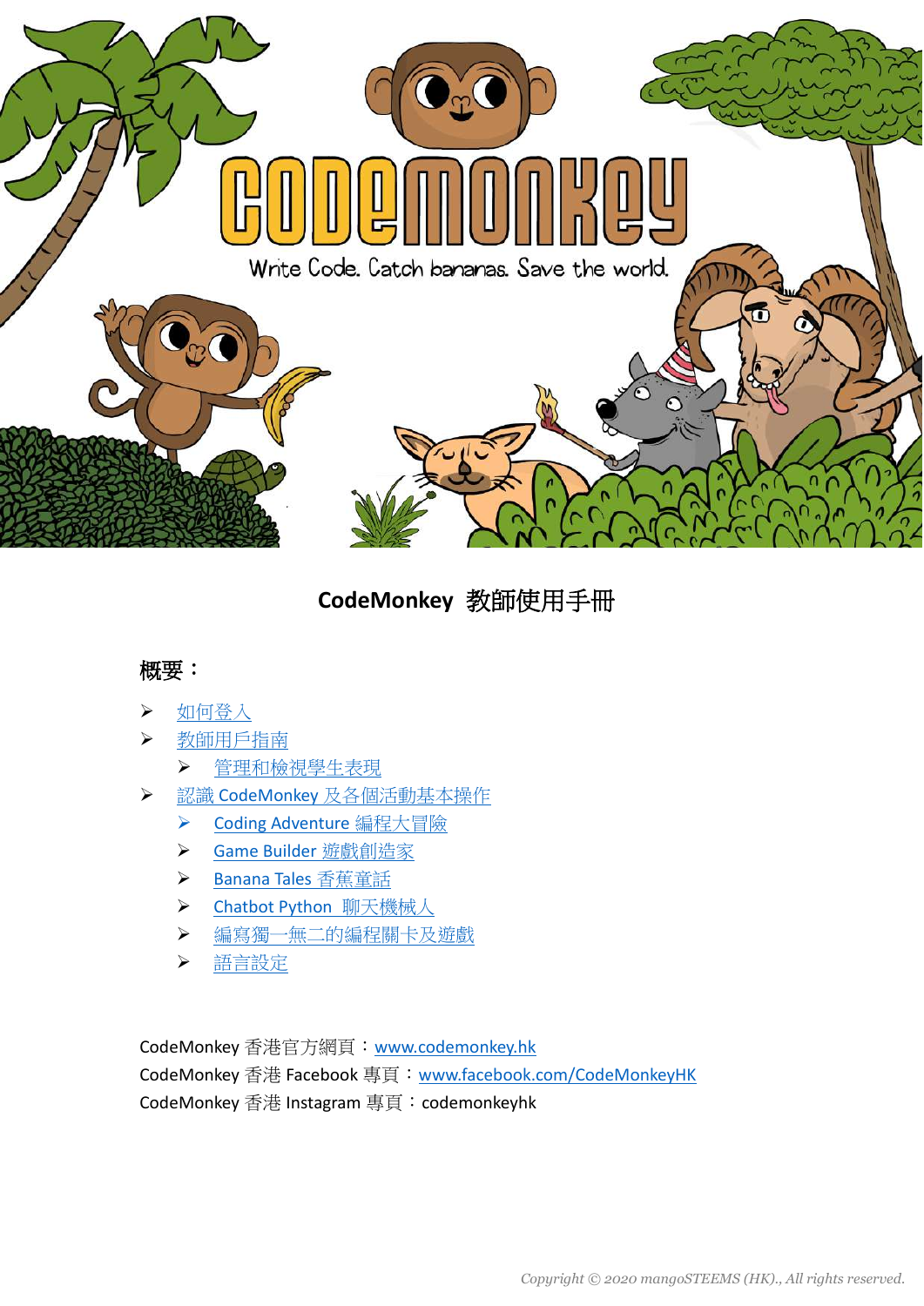# CodeMonkey 教師使用手冊

## 概要：

- 如何登入
- 教師用戶指南
  - 管理和檢視學生表現
- 認識 CodeMonkey 及各個活動基本操作
  - Coding Adventure 編程大冒險
  - Game Builder 遊戲創造家
  - Banana Tales 香蕉童話
  - Chatbot Python 聊天機械人
  - 編寫獨一無二的編程關卡及遊戲
  - 語言設定

CodeMonkey 香港官方網頁：www.codemonkey.hk
CodeMonkey 香港 Facebook 專頁：www.facebook.com/CodeMonkeyHK
CodeMonkey 香港 Instagram 專頁：codemonkeyhk

*Copyright © 2020 mangoSTEEMS (HK)., All rights reserved.*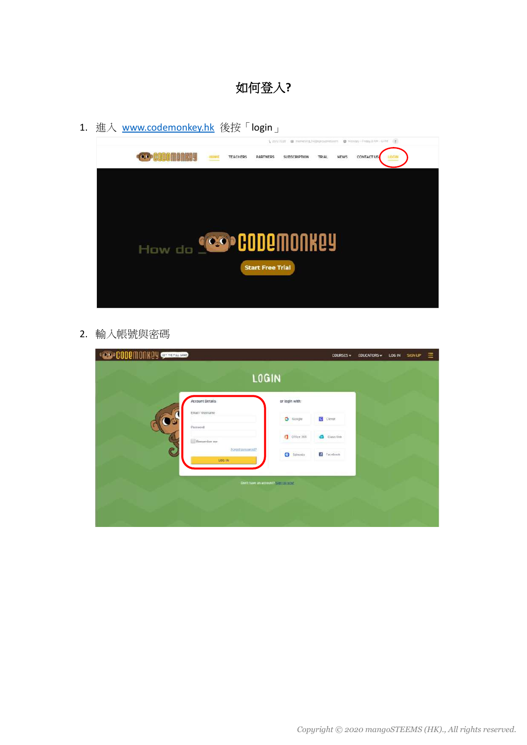# 如何登入?

1. 進入 www.codemonkey.hk 後按「login」

2. 輸入帳號與密碼

Copyright © 2020 mangoSTEEMS (HK)., All rights reserved.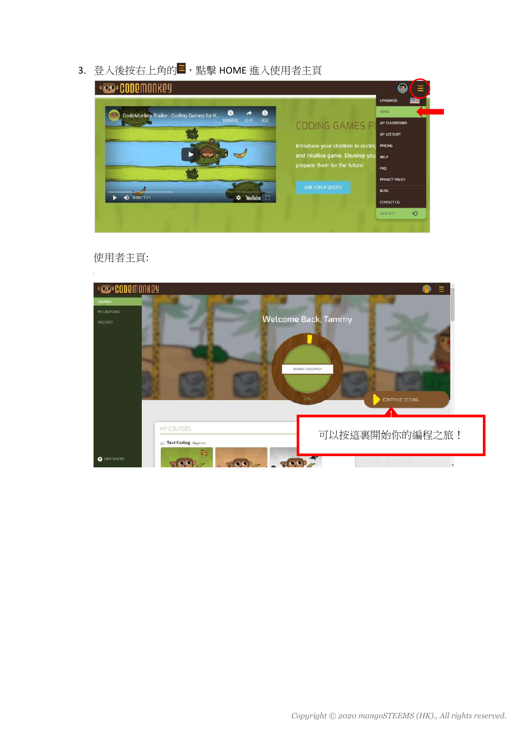3. 登入後按右上角的☰，點擊 HOME 進入使用者主頁

使用者主頁:

可以按這裏開始你的編程之旅！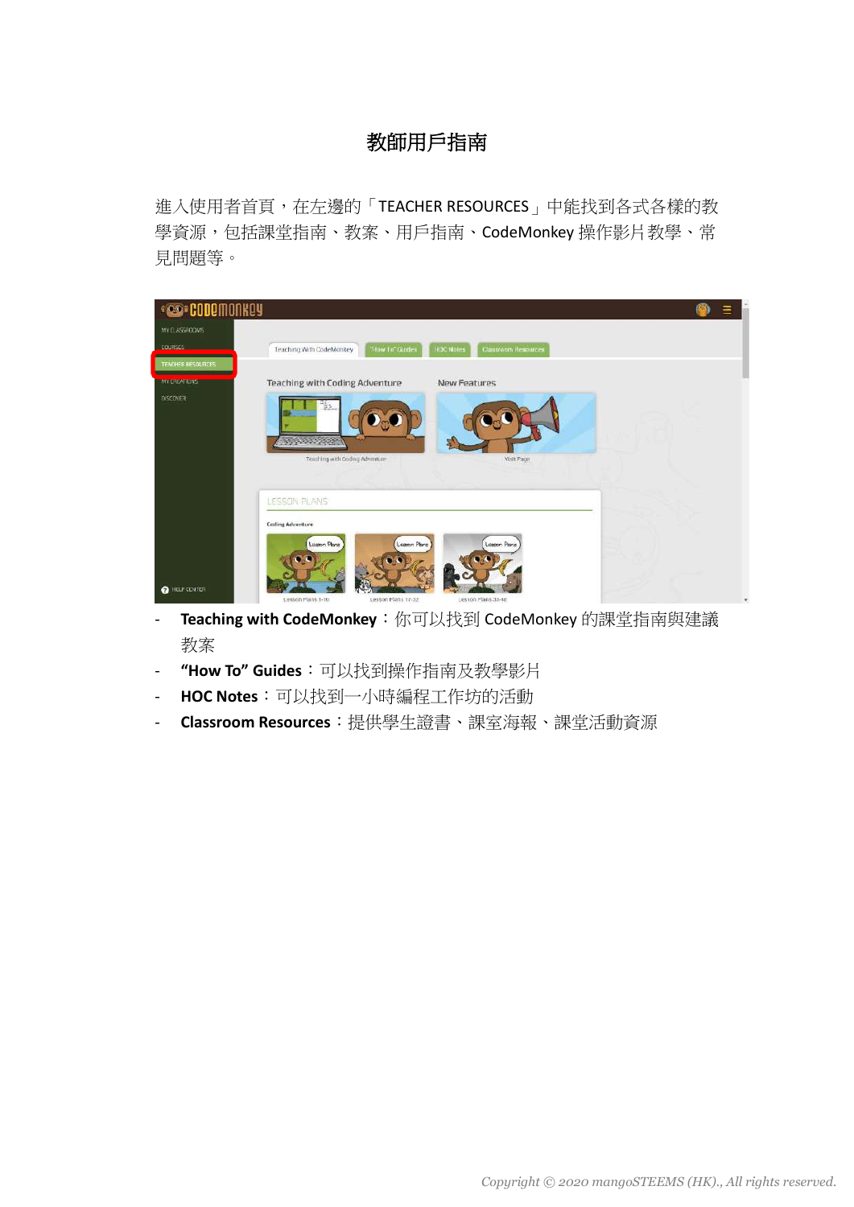# 教師用戶指南

進入使用者首頁，在左邊的「TEACHER RESOURCES」中能找到各式各樣的教學資源，包括課堂指南、教案、用戶指南、CodeMonkey 操作影片教學、常見問題等。

- **Teaching with CodeMonkey**：你可以找到 CodeMonkey 的課堂指南與建議教案
- **"How To" Guides**：可以找到操作指南及教學影片
- **HOC Notes**：可以找到一小時編程工作坊的活動
- **Classroom Resources**：提供學生證書、課室海報、課堂活動資源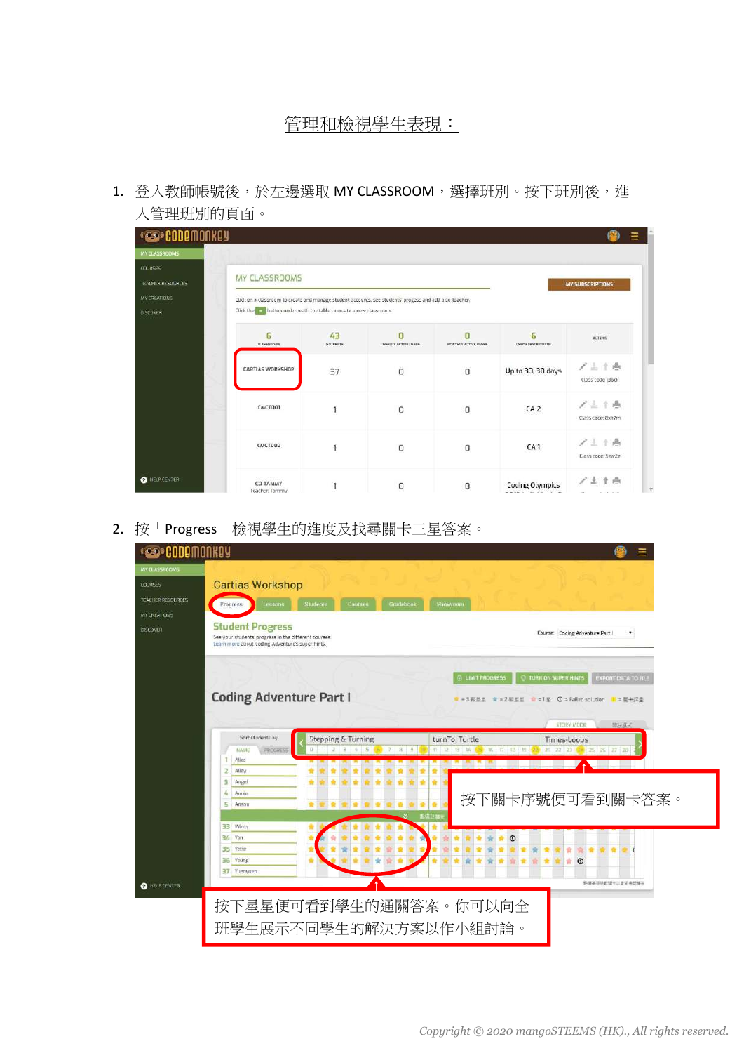# 管理和檢視學生表現：

1. 登入教師帳號後，於左邊選取 MY CLASSROOM，選擇班別。按下班別後，進入管理班別的頁面。

2. 按「Progress」檢視學生的進度及找尋關卡三星答案。

按下關卡序號便可看到關卡答案。

按下星星便可看到學生的通關答案。你可以向全班學生展示不同學生的解決方案以作小組討論。

*Copyright © 2020 mangoSTEEMS (HK)., All rights reserved.*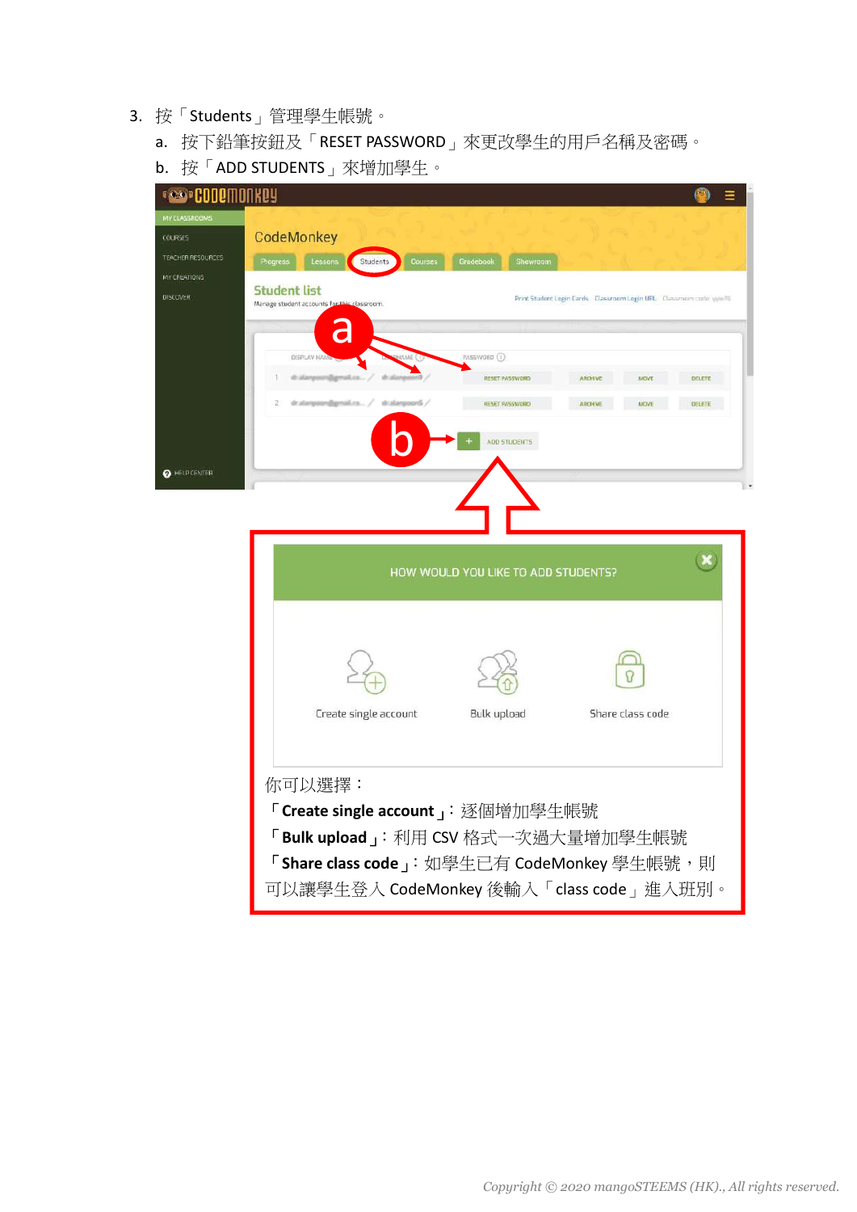3. 按「Students」管理學生帳號。
   a. 按下鉛筆按鈕及「RESET PASSWORD」來更改學生的用戶名稱及密碼。
   b. 按「ADD STUDENTS」來增加學生。

你可以選擇：

「**Create single account**」：逐個增加學生帳號

「**Bulk upload**」：利用 CSV 格式一次過大量增加學生帳號

「**Share class code**」：如學生已有 CodeMonkey 學生帳號，則可以讓學生登入 CodeMonkey 後輸入「class code」進入班別。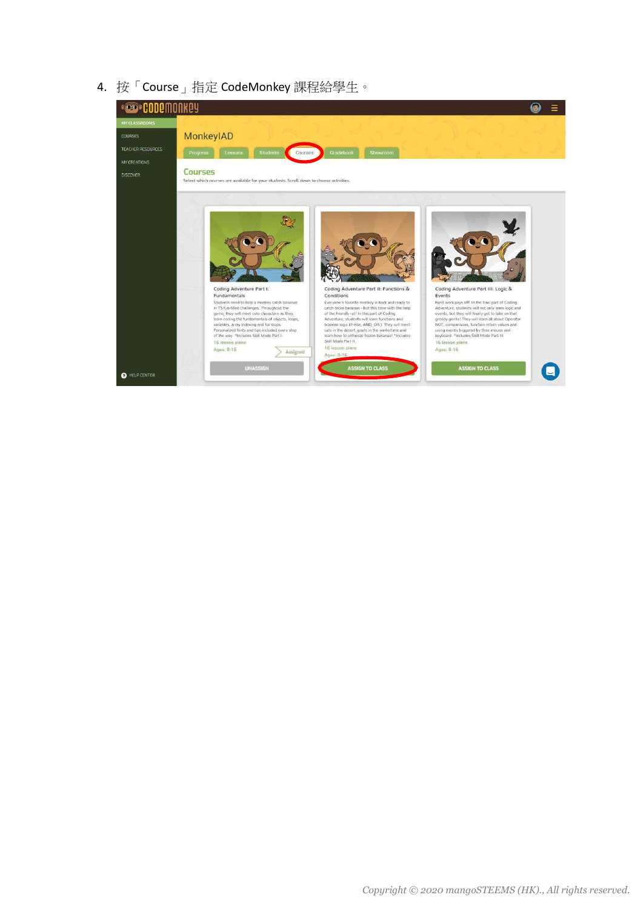4. 按「Course」指定 CodeMonkey 課程給學生。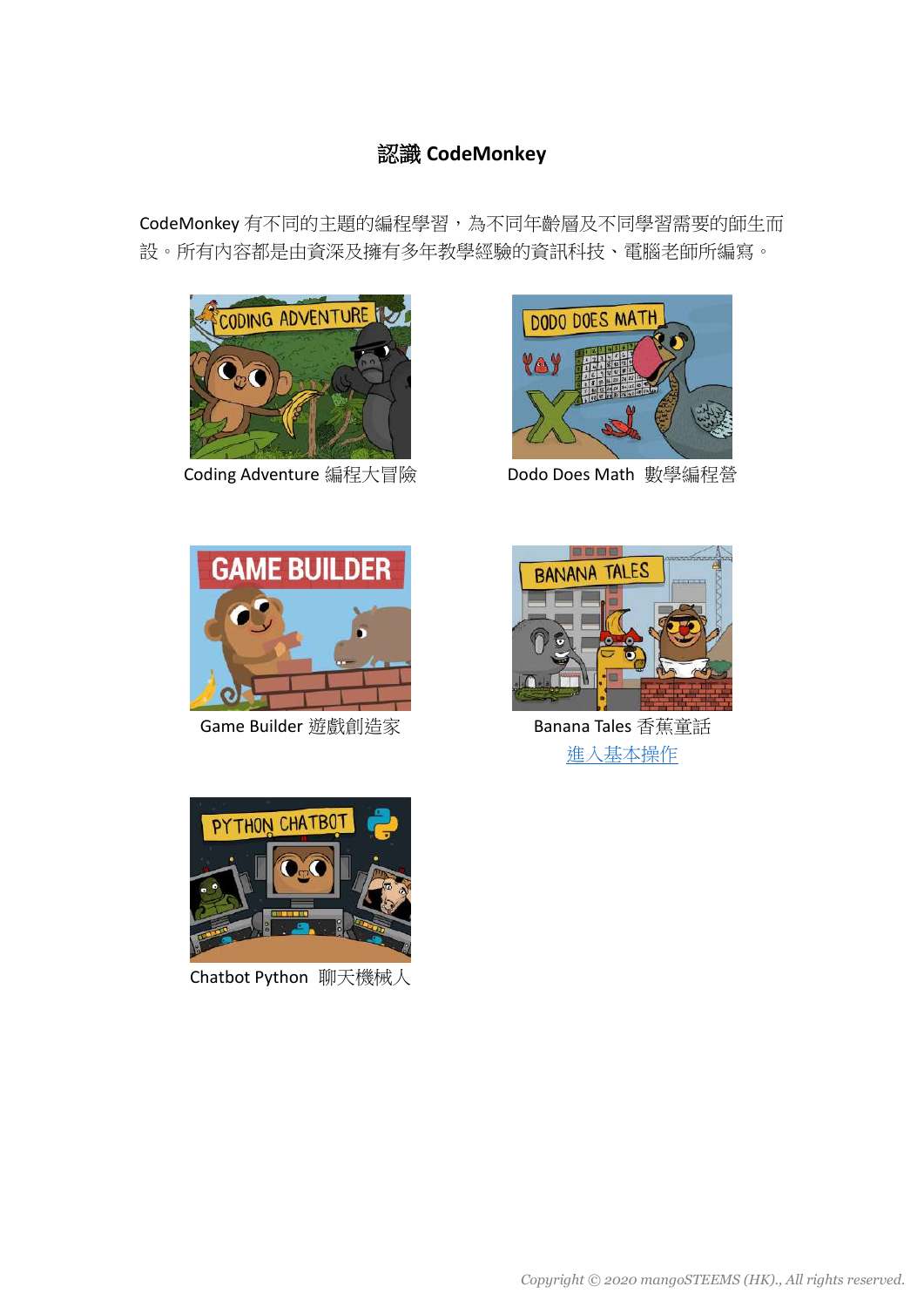## 認識 CodeMonkey

CodeMonkey 有不同的主題的編程學習，為不同年齡層及不同學習需要的師生而設。所有內容都是由資深及擁有多年教學經驗的資訊科技、電腦老師所編寫。

Coding Adventure 編程大冒險

Dodo Does Math 數學編程營

Game Builder 遊戲創造家

Banana Tales 香蕉童話

進入基本操作

Chatbot Python 聊天機械人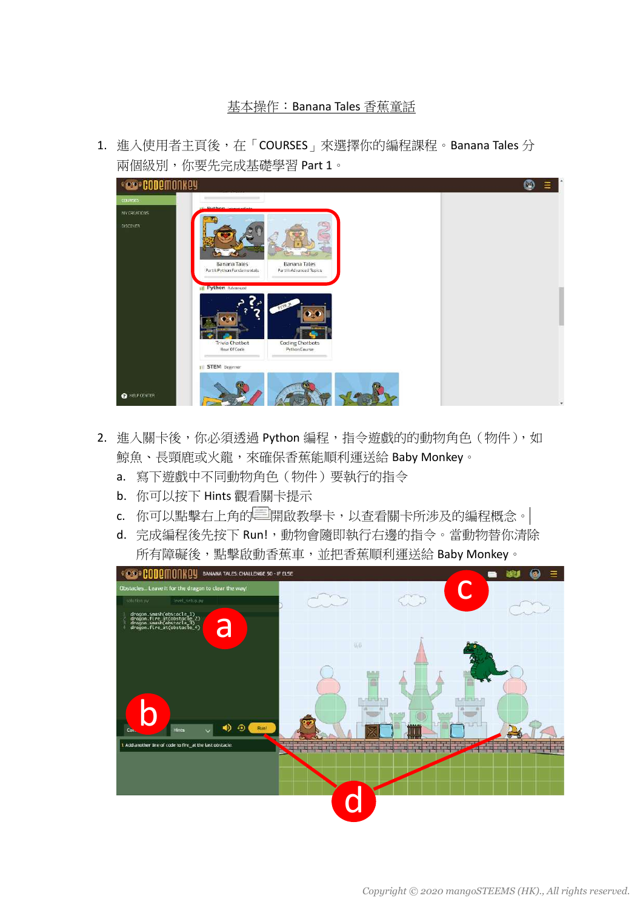基本操作：Banana Tales 香蕉童話

1. 進入使用者主頁後，在「COURSES」來選擇你的編程課程。Banana Tales 分兩個級別，你要先完成基礎學習 Part 1。

2. 進入關卡後，你必須透過 Python 編程，指令遊戲的的動物角色（物件），如鯨魚、長頸鹿或火龍，來確保香蕉能順利運送給 Baby Monkey。
   a. 寫下遊戲中不同動物角色（物件）要執行的指令
   b. 你可以按下 Hints 觀看關卡提示
   c. 你可以點擊右上角的開啟教學卡，以查看關卡所涉及的編程概念。
   d. 完成編程後先按下 Run!，動物會隨即執行右邊的指令。當動物替你清除所有障礙後，點擊啟動香蕉車，並把香蕉順利運送給 Baby Monkey。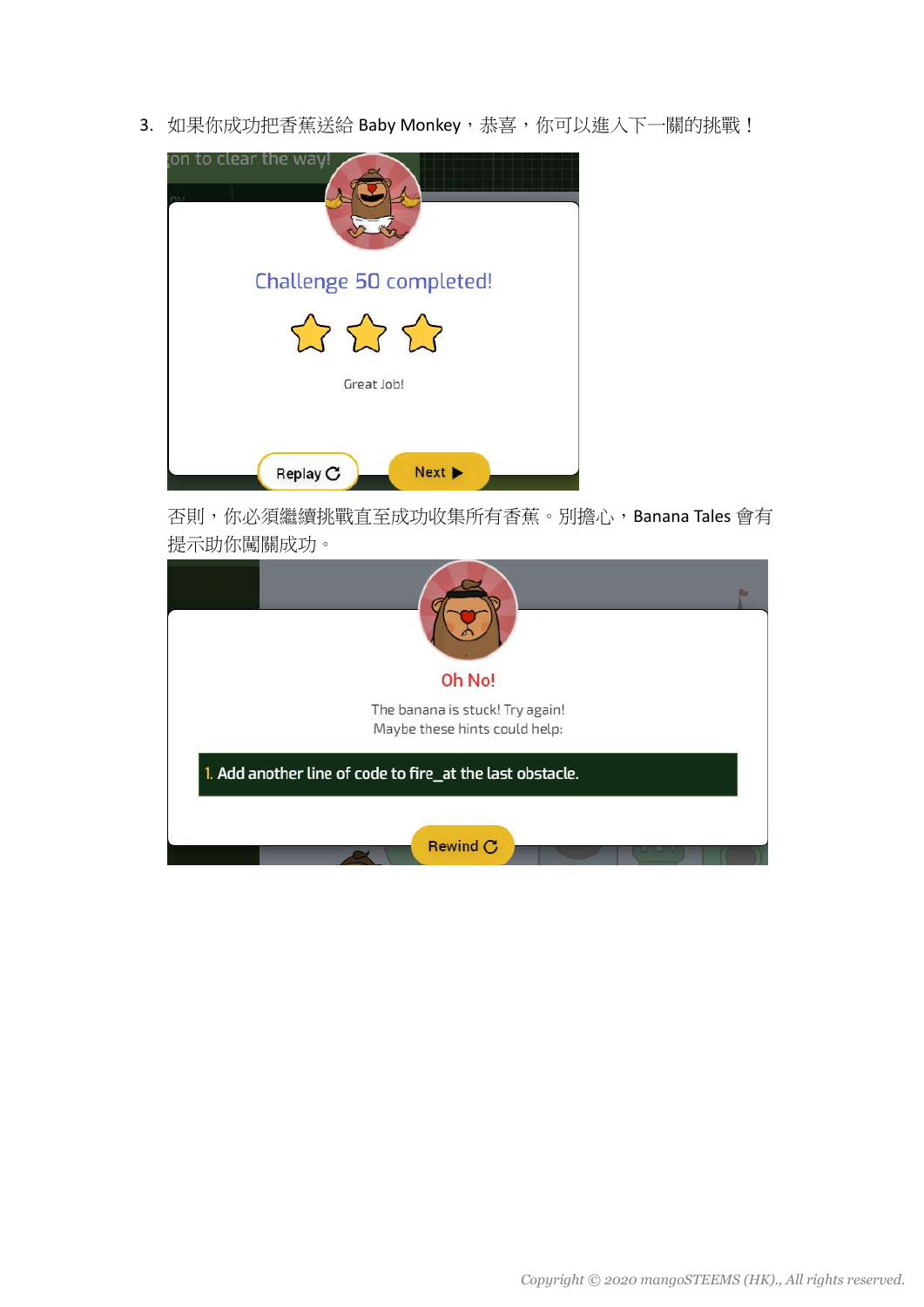3. 如果你成功把香蕉送給 Baby Monkey，恭喜，你可以進入下一關的挑戰！

否則，你必須繼續挑戰直至成功收集所有香蕉。別擔心，Banana Tales 會有提示助你闖關成功。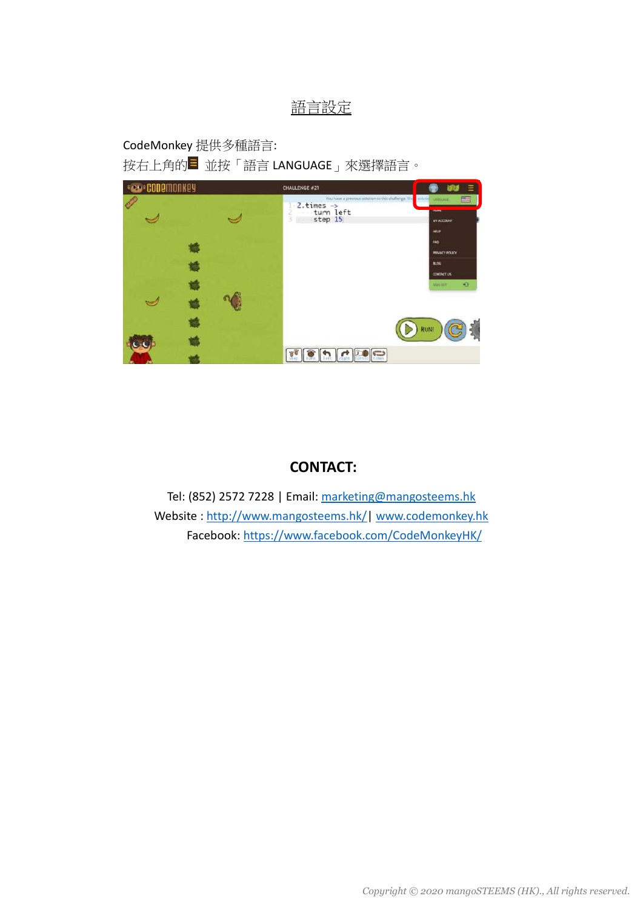## 語言設定

CodeMonkey 提供多種語言:

按右上角的☰ 並按「語言 LANGUAGE」來選擇語言。

## CONTACT:

Tel: (852) 2572 7228 | Email: marketing@mangosteems.hk

Website : http://www.mangosteems.hk/| www.codemonkey.hk

Facebook: https://www.facebook.com/CodeMonkeyHK/

*Copyright © 2020 mangoSTEEMS (HK)., All rights reserved.*